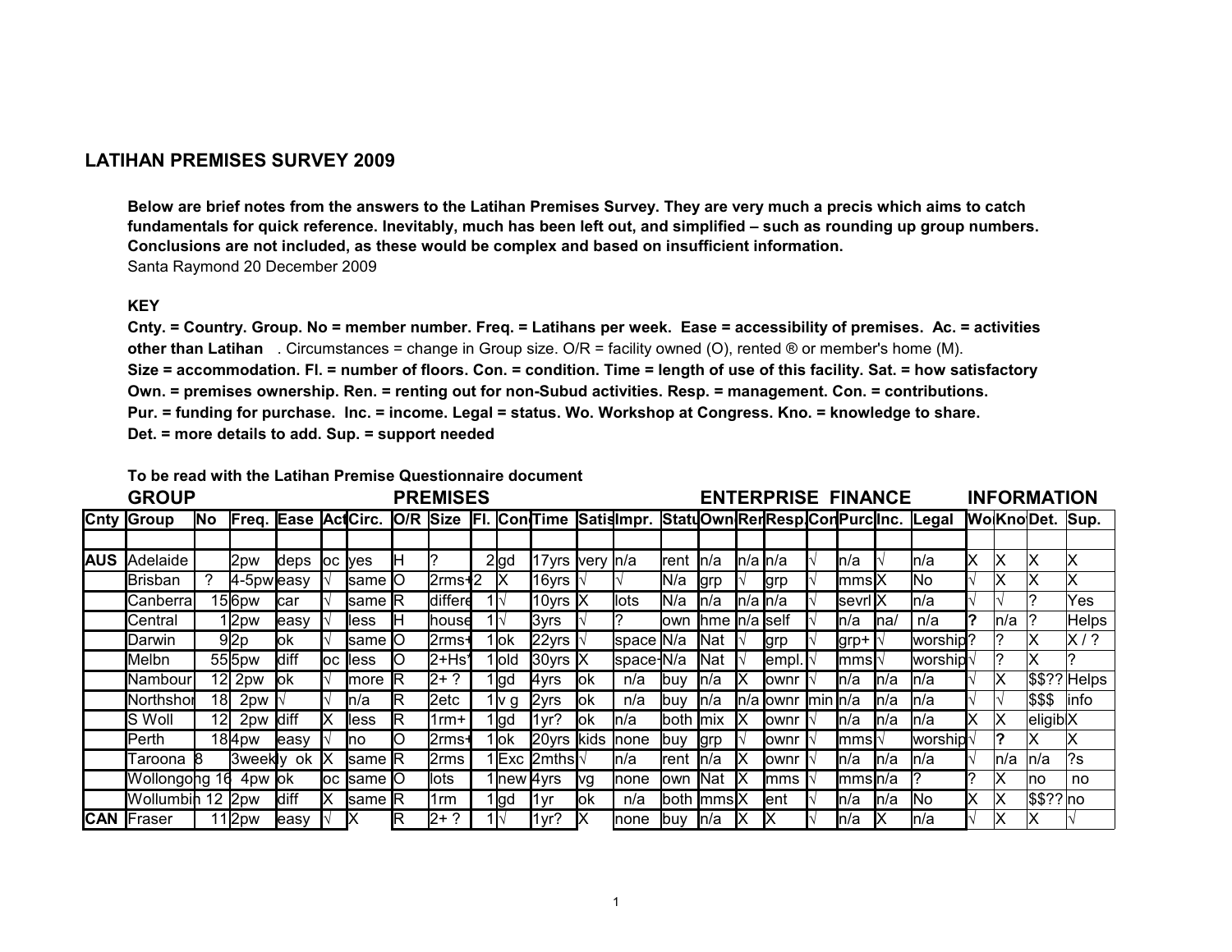## LATIHAN PREMISES SURVEY 2009

**Below are brief notes from the answers to the Latihan Premises Survey. They are very much a precis which aims to catch fundamentals for quick reference. Inevitably, much has been left out, and simplified – such as rounding up group numbers. Conclusions are not included, as these would be complex and based on insufficient information.**

Santa Raymond 20 December 2009

**KEY**

**Cnty. = Country. Group. No = member number. Freq. = Latihans per week. Ease = accessibility of premises. Ac. = activities other than Latihan** . Circumstances = change in Group size. O/R = facility owned (O), rented ® or member's home (M).

**Size = accommodation. Fl. = number of floors. Con. = condition. Time = length of use of this facility. Sat. = how satisfactory**

**Own. = premises ownership. Ren. = renting out for non-Subud activities. Resp. = management. Con. = contributions.**

**Pur. = funding for purchase. Inc. = income. Legal = status. Wo. Workshop at Congress. Kno. = knowledge to share.**

**Det. = more details to add. Sup. = support needed**

**To be read with the Latihan Premise Questionnaire document**

| | GROUP | | | | | | PREMISES | | | | | | | ENTERPRISE | FINANCE | | | | | | | INFORMATION | | | |
|---|---|---|---|---|---|---|---|---|---|---|---|---|---|---|---|---|---|---|---|---|---|---|---|---|---|
| **Cnty** | **Group** | **No** | **Freq.** | **Ease** | **Act** | **Circ.** | **O/R** | **Size** | **Fl.** | **Con** | **Time** | **Satis** | **Impr.** | **Statu** | **Own** | **Ren** | **Resp.** | **Con** | **Purc** | **Inc.** | **Legal** | **Wo** | **Kno** | **Det.** | **Sup.** |
| | | | | | | | | | | | | | | | | | | | | | | | | | |
| **AUS** | Adelaide | | 2pw | deps | oc | yes | H | ? | 2 | gd | 17yrs | very | n/a | rent | n/a | n/a | n/a | √ | n/a | √ | n/a | X | X | X | X |
| | Brisban | ? | 4-5pw | easy | √ | same | O | 2rms+ | 2 | X | 16yrs | √ | √ | N/a | grp | √ | grp | √ | mms | X | No | √ | X | X | X |
| | Canberra | 15 | 6pw | car | √ | same | R | differe | 1 | √ | 10yrs | X | lots | N/a | n/a | n/a | n/a | √ | sevrl | X | n/a | √ | √ | ? | Yes |
| | Central | 1 | 2pw | easy | √ | less | H | house | 1 | √ | 3yrs | √ | ? | own | hme | n/a | self | √ | n/a | na/ | n/a | **?** | n/a | ? | Helps |
| | Darwin | 9 | 2p | ok | √ | same | O | 2rms+ | 1 | ok | 22yrs | √ | space | N/a | Nat | √ | grp | √ | grp+ | √ | worship | ? | ? | X | X / ? |
| | Melbn | 55 | 5pw | diff | oc | less | O | 2+Hs' | 1 | old | 30yrs | X | space- | N/a | Nat | √ | empl. | √ | mms | √ | worship | √ | ? | X | ? |
| | Nambour | 12 | 2pw | ok | √ | more | R | 2+ ? | 1 | gd | 4yrs | ok | n/a | buy | n/a | X | ownr | √ | n/a | n/a | n/a | √ | X | $$?? | Helps |
| | Northshor | 18 | 2pw | √ | √ | n/a | R | 2etc | 1 | v g | 2yrs | ok | n/a | buy | n/a | n/a | ownr | min | n/a | n/a | n/a | √ | √ | $$$ | info |
| | S Woll | 12 | 2pw | diff | X | less | R | 1rm+ | 1 | gd | 1yr? | ok | n/a | both | mix | X | ownr | √ | n/a | n/a | n/a | X | X | eligib | X |
| | Perth | 18 | 4pw | easy | √ | no | O | 2rms+ | 1 | ok | 20yrs | kids | none | buy | grp | √ | ownr | √ | mms | √ | worship | √ | **?** | X | X |
| | Taroona | 8 | 3weekly | ok | X | same | R | 2rms | 1 | Exc | 2mths | √ | n/a | rent | n/a | X | ownr | √ | n/a | n/a | n/a | √ | n/a | n/a | ?s |
| | Wollongong | 16 | 4pw | ok | oc | same | O | lots | 1 | new | 4yrs | vg | none | own | Nat | X | mms | √ | mms | n/a | ? | ? | X | no | no |
| | Wollumbin | 12 | 2pw | diff | X | same | R | 1rm | 1 | gd | 1yr | ok | n/a | both | mms | X | ent | √ | n/a | n/a | No | X | X | $$?? | no |
| **CAN** | Fraser | 11 | 2pw | easy | √ | X | R | 2+ ? | 1 | √ | 1yr? | X | none | buy | n/a | X | X | √ | n/a | X | n/a | √ | X | X | √ |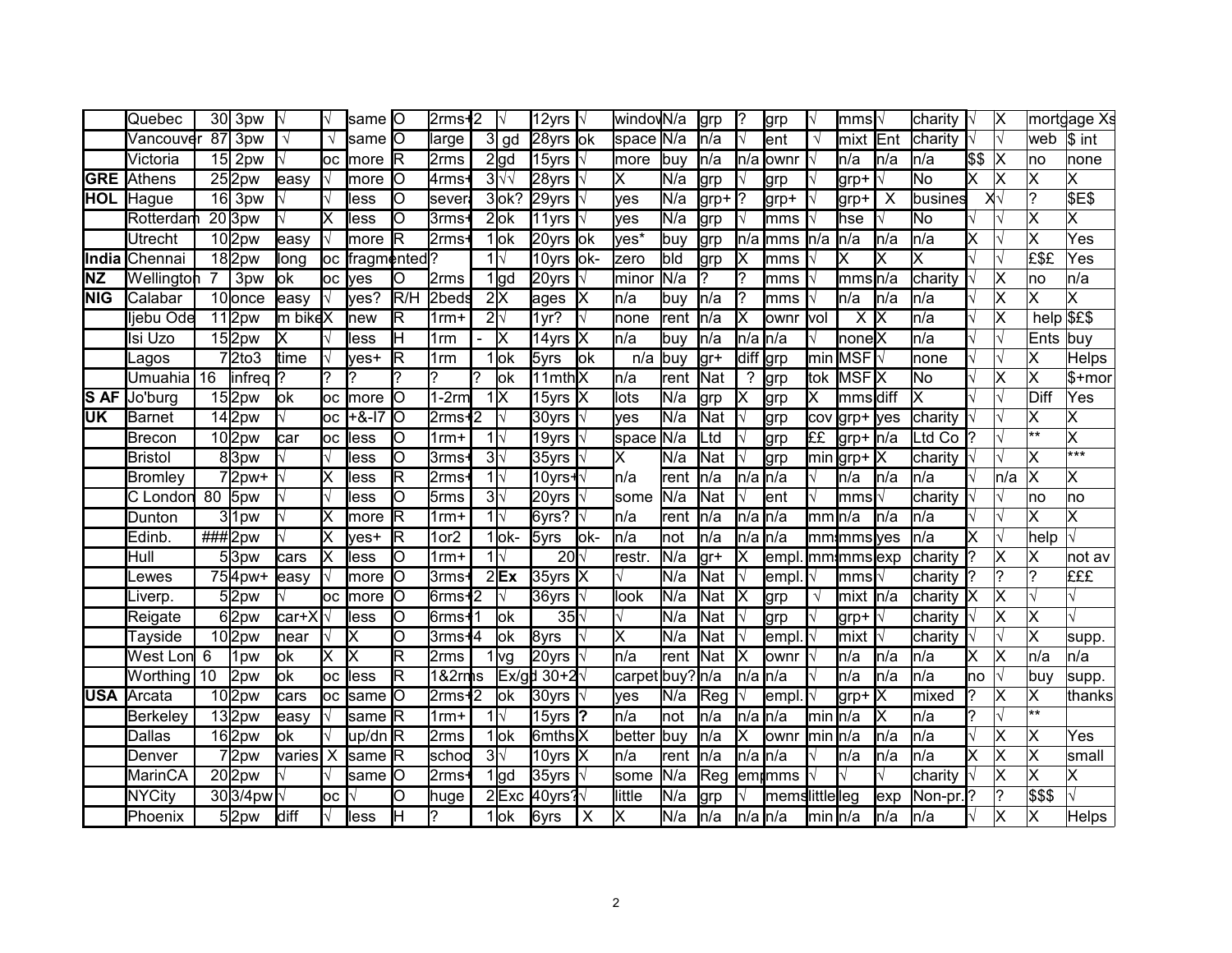| | | | | | | | | | | | | | | | | | | | | | | | | | | | | |
|---|---|---|---|---|---|---|---|---|---|---|---|---|---|---|---|---|---|---|---|---|---|---|---|---|---|---|---|---|
| | Quebec | 30 | 3pw | √ | √ | same | O | 2rms+ | 2 | √ | 12yrs | √ | window | N/a | grp | ? | grp | √ | mms | √ | charity | √ | X | mortgage | Xs |
| | Vancouver | 87 | 3pw | √ | √ | same | O | large | 3 | gd | 28yrs | ok | space | N/a | n/a | √ | ent | √ | mixt | Ent | charity | √ | √ | web | $ int |
| | Victoria | 15 | 2pw | √ | oc | more | R | 2rms | 2 | gd | 15yrs | √ | more | buy | n/a | n/a | ownr | √ | n/a | n/a | n/a | $$ | X | no | none |
| GRE | Athens | 25 | 2pw | easy | √ | more | O | 4rms+ | 3 | √√ | 28yrs | √ | X | N/a | grp | √ | grp | √ | grp+ | √ | No | X | X | X | X |
| HOL | Hague | 16 | 3pw | √ | √ | less | O | several | 3 | ok? | 29yrs | √ | yes | N/a | grp+ | ? | grp+ | √ | grp+ | X | business | X | √ | ? | $E$ |
| | Rotterdam | 20 | 3pw | √ | X | less | O | 3rms+ | 2 | ok | 11yrs | √ | yes | N/a | grp | √ | mms | √ | hse | √ | No | √ | √ | X | X |
| | Utrecht | 10 | 2pw | easy | √ | more | R | 2rms+ | 1 | ok | 20yrs | ok | yes* | buy | grp | n/a | mms | n/a | n/a | n/a | n/a | X | √ | X | Yes |
| India | Chennai | 18 | 2pw | long | oc | fragmented | ? | | 1 | √ | 10yrs | ok- | zero | bld | grp | X | mms | √ | X | X | X | √ | √ | £$£ | Yes |
| NZ | Wellington | 7 | 3pw | ok | oc | yes | O | 2rms | 1 | gd | 20yrs | √ | minor | N/a | ? | ? | mms | √ | mms | n/a | charity | √ | X | no | n/a |
| NIG | Calabar | 10 | once | easy | √ | yes? | R/H | 2beds | 2 | X | ages | X | n/a | buy | n/a | ? | mms | √ | n/a | n/a | n/a | √ | X | X | X |
| | Ijebu Ode | 11 | 2pw | m bike | X | new | R | 1rm+ | 2 | √ | 1yr? | √ | none | rent | n/a | X | ownr | vol | X | X | n/a | √ | X | help | $£$ |
| | Isi Uzo | 15 | 2pw | X | √ | less | H | 1rm | - | X | 14yrs | X | n/a | buy | n/a | n/a | n/a | √ | none | X | n/a | √ | √ | Ents | buy |
| | Lagos | 7 | 2to3 | time | √ | yes+ | R | 1rm | 1 | ok | 5yrs | ok | n/a | buy | gr+ | diff | grp | min | MSF | √ | none | √ | √ | X | Helps |
| | Umuahia | 16 | infreq | ? | ? | ? | ? | ? | ? | ok | 11mth | X | n/a | rent | Nat | ? | grp | tok | MSF | X | No | √ | X | X | $+mor |
| S AF | Jo'burg | 15 | 2pw | ok | oc | more | O | 1-2rm | 1 | X | 15yrs | X | lots | N/a | grp | X | grp | X | mms | diff | X | √ | √ | Diff | Yes |
| UK | Barnet | 14 | 2pw | √ | oc | +&-I7 | O | 2rms+ | 2 | | 30yrs | √ | yes | N/a | Nat | √ | grp | cov | grp+ | yes | charity | √ | √ | X | X |
| | Brecon | 10 | 2pw | car | oc | less | O | 1rm+ | 1 | √ | 19yrs | √ | space | N/a | Ltd | √ | grp | ££ | grp+ | n/a | Ltd Co | ? | √ | ** | X |
| | Bristol | 8 | 3pw | √ | √ | less | O | 3rms+ | 3 | √ | 35yrs | √ | X | N/a | Nat | √ | grp | min | grp+ | X | charity | √ | √ | X | *** |
| | Bromley | 7 | 2pw+ | √ | X | less | R | 2rms+ | 1 | √ | 10yrs+ | √ | n/a | rent | n/a | n/a | n/a | √ | n/a | n/a | n/a | √ | n/a | X | X |
| | C London | 80 | 5pw | √ | √ | less | O | 5rms | 3 | √ | 20yrs | √ | some | N/a | Nat | √ | ent | √ | mms | √ | charity | √ | √ | no | no |
| | Dunton | 3 | 1pw | √ | X | more | R | 1rm+ | 1 | √ | 6yrs? | √ | n/a | rent | n/a | n/a | n/a | mm | n/a | n/a | n/a | √ | √ | X | X |
| | Edinb. | ### | 2pw | √ | X | yes+ | R | 1or2 | 1 | ok- | 5yrs | ok- | n/a | not | n/a | n/a | n/a | mm | mms | yes | n/a | X | √ | help | √ |
| | Hull | 5 | 3pw | cars | X | less | O | 1rm+ | 1 | √ | 20 | √ | restr. | N/a | gr+ | X | empl. | mm | mms | exp | charity | ? | X | X | not av |
| | Lewes | 75 | 4pw+ | easy | √ | more | O | 3rms+ | 2 | **Ex** | 35yrs | X | √ | N/a | Nat | √ | empl. | √ | mms | √ | charity | ? | ? | ? | £££ |
| | Liverp. | 5 | 2pw | √ | oc | more | O | 6rms+ | 2 | √ | 36yrs | √ | look | N/a | Nat | X | grp | √ | mixt | n/a | charity | X | X | √ | √ |
| | Reigate | 6 | 2pw | car+X | √ | less | O | 6rms+ | 1 | ok | 35 | √ | √ | N/a | Nat | √ | grp | √ | grp+ | √ | charity | √ | X | X | √ |
| | Tayside | 10 | 2pw | near | √ | X | O | 3rms+ | 4 | ok | 8yrs | √ | X | N/a | Nat | √ | empl. | √ | mixt | √ | charity | √ | √ | X | supp. |
| | West Lon | 6 | 1pw | ok | X | X | R | 2rms | 1 | vg | 20yrs | √ | n/a | rent | Nat | X | ownr | √ | n/a | n/a | n/a | X | X | n/a | n/a |
| | Worthing | 10 | 2pw | ok | oc | less | R | 1&2rms | | Ex/gd | 30+2 | √ | carpet | buy? | n/a | n/a | n/a | √ | n/a | n/a | n/a | no | √ | buy | supp. |
| USA | Arcata | 10 | 2pw | cars | oc | same | O | 2rms+ | 2 | ok | 30yrs | √ | yes | N/a | Reg | √ | empl. | √ | grp+ | X | mixed | ? | X | X | thanks |
| | Berkeley | 13 | 2pw | easy | √ | same | R | 1rm+ | 1 | √ | 15yrs | **?** | n/a | not | n/a | n/a | n/a | min | n/a | X | n/a | ? | √ | ** | |
| | Dallas | 16 | 2pw | ok | √ | up/dn | R | 2rms | 1 | ok | 6mths | X | better | buy | n/a | X | ownr | min | n/a | n/a | n/a | √ | X | X | Yes |
| | Denver | 7 | 2pw | varies | X | same | R | school | 3 | √ | 10yrs | X | n/a | rent | n/a | n/a | n/a | √ | n/a | n/a | n/a | X | X | X | small |
| | MarinCA | 20 | 2pw | √ | √ | same | O | 2rms+ | 1 | gd | 35yrs | √ | some | N/a | Reg | emp | mms | √ | √ | √ | charity | √ | X | X | X |
| | NYCity | 30 | 3/4pw | √ | oc | √ | O | huge | 2 | Exc | 40yrs? | √ | little | N/a | grp | √ | mems | little | leg | exp | Non-pr. | ? | ? | $$$ | √ |
| | Phoenix | 5 | 2pw | diff | √ | less | H | ? | 1 | ok | 6yrs | X | X | N/a | n/a | n/a | n/a | min | n/a | n/a | n/a | √ | X | X | Helps |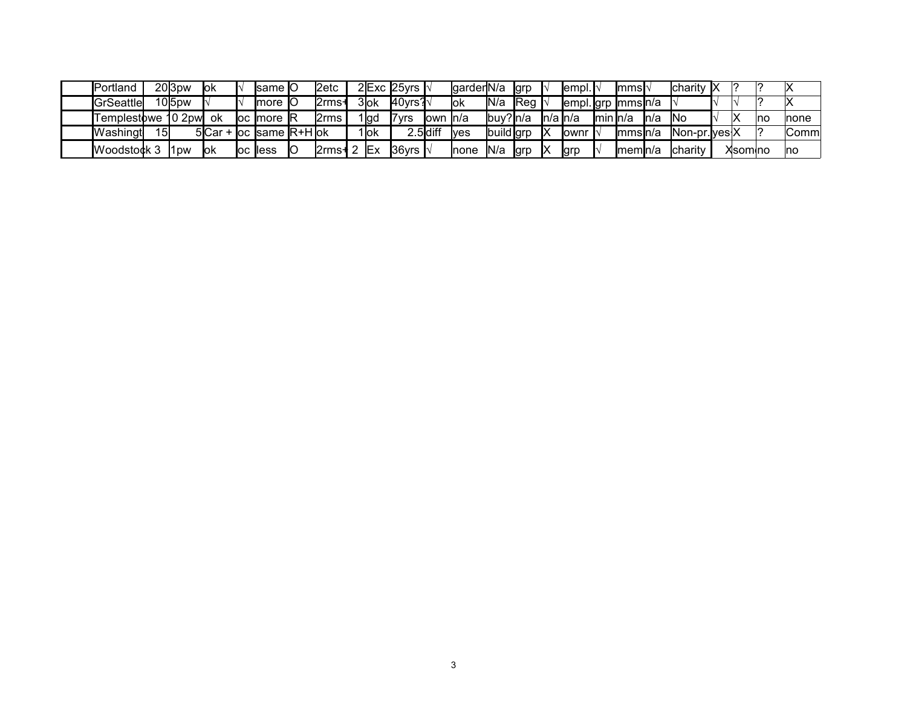| | | | | | | | | | | | | | | | | | | | | | | | | | | | | | | | |
|---|---|---|---|---|---|---|---|---|---|---|---|---|---|---|---|---|---|---|---|---|---|---|---|---|---|---|---|---|---|---|---|
| | Portland | 20 | 3pw | ok | √ | same | O | 2etc | 2 | Exc | 25yrs | √ | garden | N/a | grp | √ | empl. | √ | mms | √ | charity | X | ? | ? | X |
| | GrSeattle | 10 | 5pw | √ | √ | more | O | 2rms+ | 3 | ok | 40yrs? | √ | ok | N/a | Reg | √ | empl. | grp | mms | n/a | √ | √ | √ | ? | X |
| | Templestowe | 10 | 2pw | ok | oc | more | R | 2rms | 1 | gd | 7yrs | own | n/a | buy? | n/a | n/a | n/a | min | n/a | n/a | No | √ | X | no | none |
| | Washingt | 15 | 5 | Car + | oc | same | R+H | ok | 1 | ok | 2.5 | diff | yes | build | grp | X | ownr | √ | mms | n/a | Non-pr. | yes | X | ? | Comm |
| | Woodstock | 3 | 1pw | ok | oc | less | O | 2rms+ | 2 | Ex | 36yrs | √ | none | N/a | grp | X | grp | √ | mem | n/a | charity | | X | som | no | no |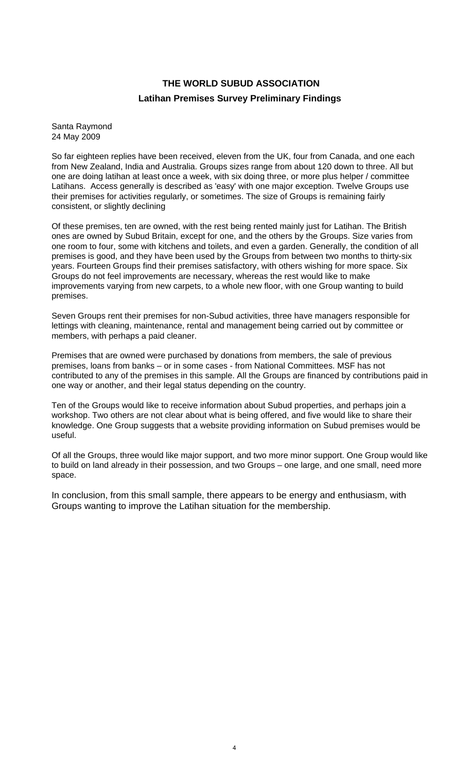# THE WORLD SUBUD ASSOCIATION

## Latihan Premises Survey Preliminary Findings

Santa Raymond
24 May 2009

So far eighteen replies have been received, eleven from the UK, four from Canada, and one each from New Zealand, India and Australia. Groups sizes range from about 120 down to three. All but one are doing latihan at least once a week, with six doing three, or more plus helper / committee Latihans. Access generally is described as 'easy' with one major exception. Twelve Groups use their premises for activities regularly, or sometimes. The size of Groups is remaining fairly consistent, or slightly declining

Of these premises, ten are owned, with the rest being rented mainly just for Latihan. The British ones are owned by Subud Britain, except for one, and the others by the Groups. Size varies from one room to four, some with kitchens and toilets, and even a garden. Generally, the condition of all premises is good, and they have been used by the Groups from between two months to thirty-six years. Fourteen Groups find their premises satisfactory, with others wishing for more space. Six Groups do not feel improvements are necessary, whereas the rest would like to make improvements varying from new carpets, to a whole new floor, with one Group wanting to build premises.

Seven Groups rent their premises for non-Subud activities, three have managers responsible for lettings with cleaning, maintenance, rental and management being carried out by committee or members, with perhaps a paid cleaner.

Premises that are owned were purchased by donations from members, the sale of previous premises, loans from banks – or in some cases - from National Committees. MSF has not contributed to any of the premises in this sample. All the Groups are financed by contributions paid in one way or another, and their legal status depending on the country.

Ten of the Groups would like to receive information about Subud properties, and perhaps join a workshop. Two others are not clear about what is being offered, and five would like to share their knowledge. One Group suggests that a website providing information on Subud premises would be useful.

Of all the Groups, three would like major support, and two more minor support. One Group would like to build on land already in their possession, and two Groups – one large, and one small, need more space.

In conclusion, from this small sample, there appears to be energy and enthusiasm, with Groups wanting to improve the Latihan situation for the membership.